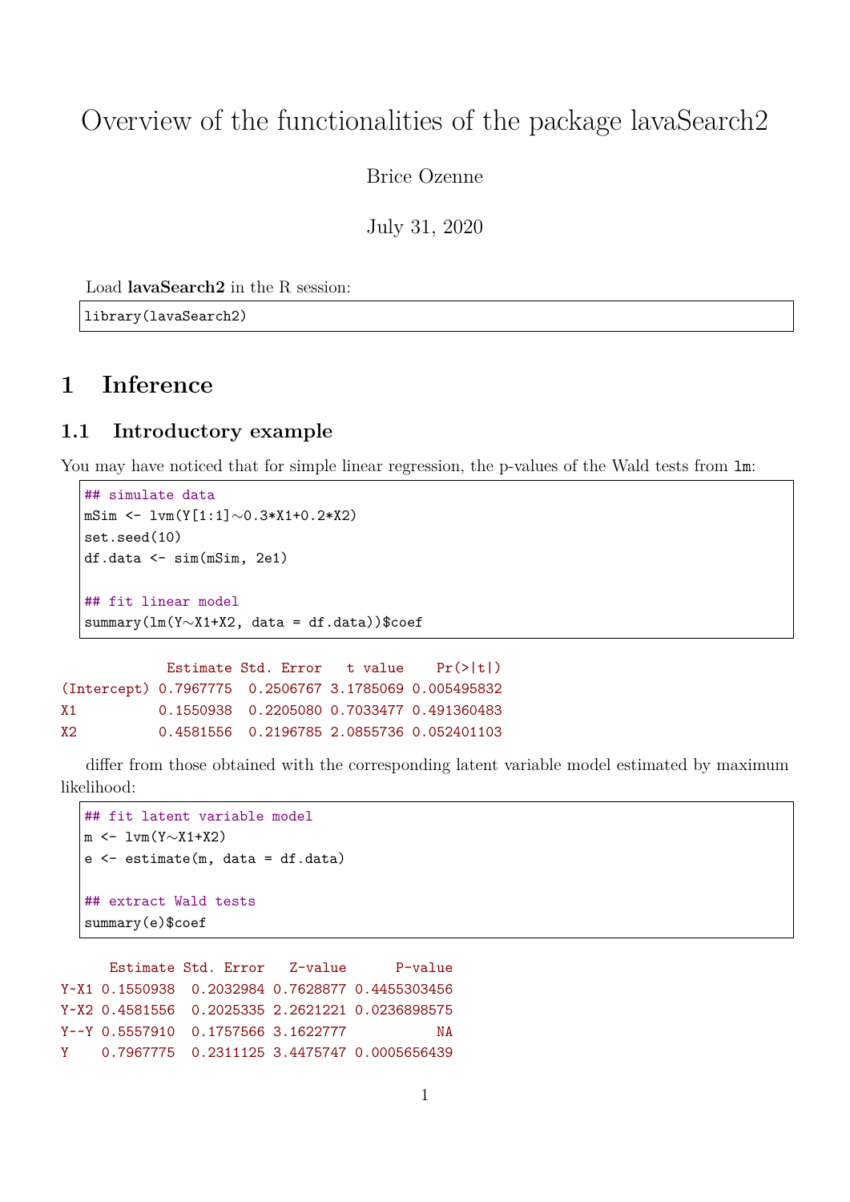# Overview of the functionalities of the package lavaSearch2

Brice Ozenne

July 31, 2020

Load **lavaSearch2** in the R session:

```
library(lavaSearch2)
```

# 1 Inference

## 1.1 Introductory example

You may have noticed that for simple linear regression, the p-values of the Wald tests from `lm`:

```
## simulate data
mSim <- lvm(Y[1:1]~0.3*X1+0.2*X2)
set.seed(10)
df.data <- sim(mSim, 2e1)

## fit linear model
summary(lm(Y~X1+X2, data = df.data))$coef
```

```
             Estimate Std. Error   t value    Pr(>|t|)
(Intercept) 0.7967775  0.2506767 3.1785069 0.005495832
X1          0.1550938  0.2205080 0.7033477 0.491360483
X2          0.4581556  0.2196785 2.0855736 0.052401103
```

differ from those obtained with the corresponding latent variable model estimated by maximum likelihood:

```
## fit latent variable model
m <- lvm(Y~X1+X2)
e <- estimate(m, data = df.data)

## extract Wald tests
summary(e)$coef
```

```
      Estimate Std. Error   Z-value      P-value
Y~X1 0.1550938  0.2032984 0.7628877 0.4455303456
Y~X2 0.4581556  0.2025335 2.2621221 0.0236898575
Y~~Y 0.5557910  0.1757566 3.1622777           NA
Y    0.7967775  0.2311125 3.4475747 0.0005656439
```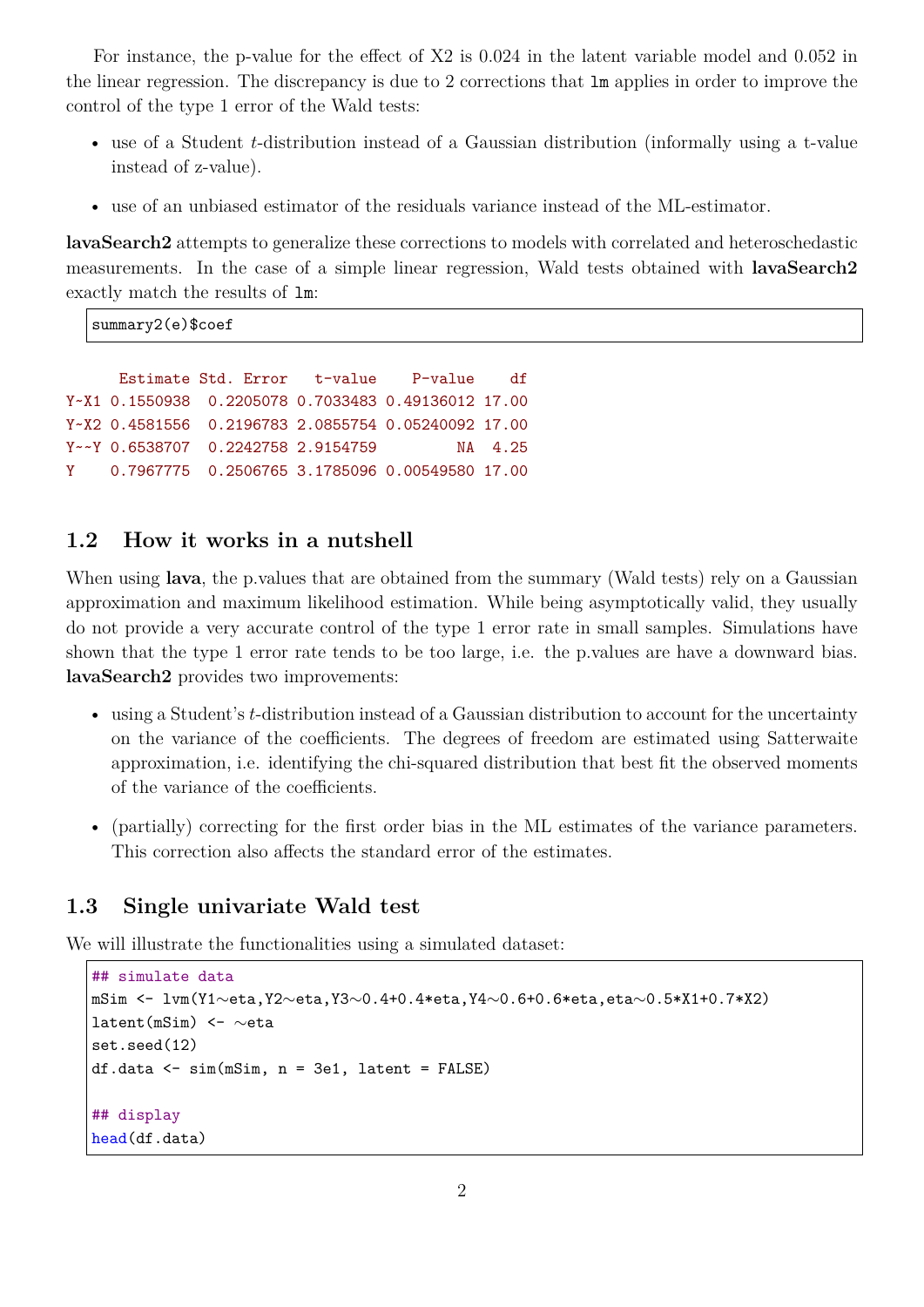For instance, the p-value for the effect of X2 is 0.024 in the latent variable model and 0.052 in the linear regression. The discrepancy is due to 2 corrections that `lm` applies in order to improve the control of the type 1 error of the Wald tests:

- use of a Student *t*-distribution instead of a Gaussian distribution (informally using a t-value instead of z-value).
- use of an unbiased estimator of the residuals variance instead of the ML-estimator.

**lavaSearch2** attempts to generalize these corrections to models with correlated and heteroschedastic measurements. In the case of a simple linear regression, Wald tests obtained with **lavaSearch2** exactly match the results of `lm`:

```
summary2(e)$coef
```

```
     Estimate Std. Error   t-value    P-value    df
Y~X1 0.1550938  0.2205078 0.7033483 0.49136012 17.00
Y~X2 0.4581556  0.2196783 2.0855754 0.05240092 17.00
Y~~Y 0.6538707  0.2242758 2.9154759         NA  4.25
Y    0.7967775  0.2506765 3.1785096 0.00549580 17.00
```

## 1.2 How it works in a nutshell

When using **lava**, the p.values that are obtained from the summary (Wald tests) rely on a Gaussian approximation and maximum likelihood estimation. While being asymptotically valid, they usually do not provide a very accurate control of the type 1 error rate in small samples. Simulations have shown that the type 1 error rate tends to be too large, i.e. the p.values are have a downward bias. **lavaSearch2** provides two improvements:

- using a Student's *t*-distribution instead of a Gaussian distribution to account for the uncertainty on the variance of the coefficients. The degrees of freedom are estimated using Satterwaite approximation, i.e. identifying the chi-squared distribution that best fit the observed moments of the variance of the coefficients.
- (partially) correcting for the first order bias in the ML estimates of the variance parameters. This correction also affects the standard error of the estimates.

## 1.3 Single univariate Wald test

We will illustrate the functionalities using a simulated dataset:

```
## simulate data
mSim <- lvm(Y1~eta,Y2~eta,Y3~0.4+0.4*eta,Y4~0.6+0.6*eta,eta~0.5*X1+0.7*X2)
latent(mSim) <- ~eta
set.seed(12)
df.data <- sim(mSim, n = 3e1, latent = FALSE)

## display
head(df.data)
```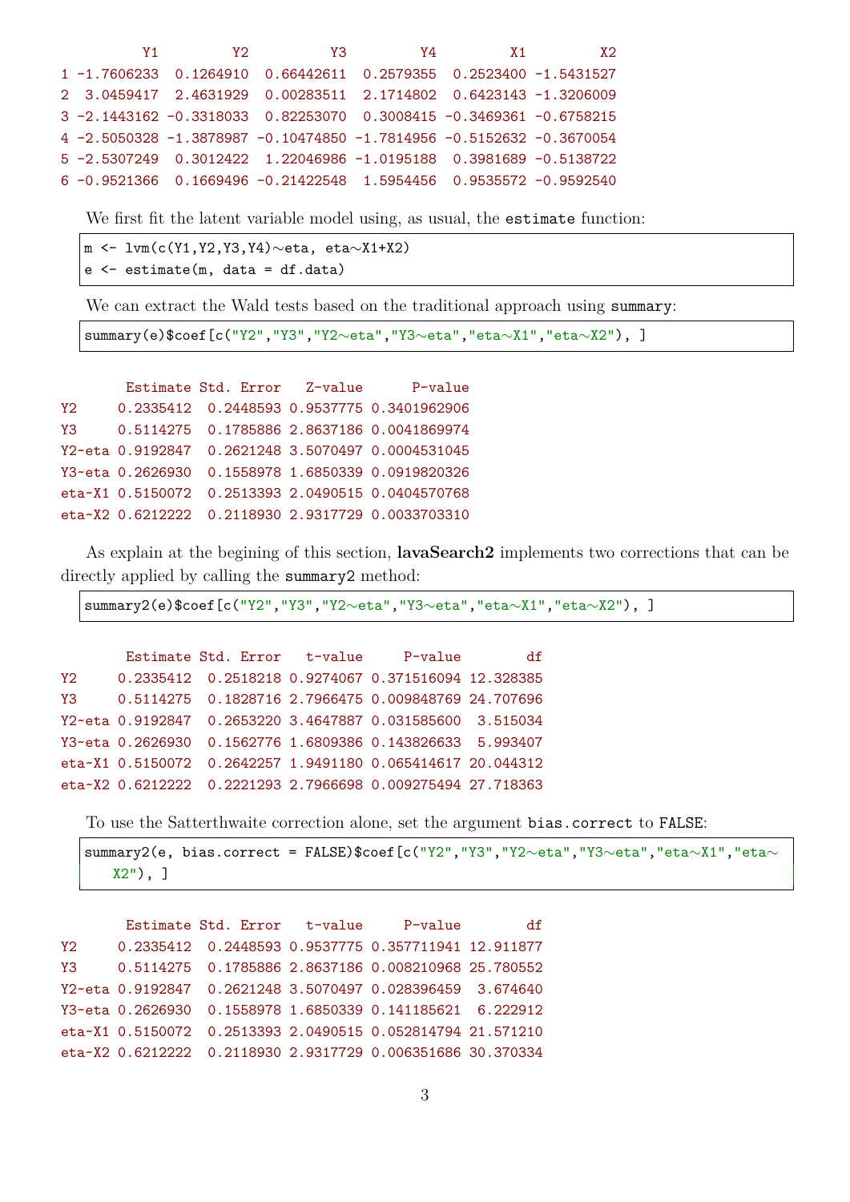```
          Y1         Y2          Y3         Y4         X1         X2
1 -1.7606233  0.1264910  0.66442611  0.2579355  0.2523400 -1.5431527
2  3.0459417  2.4631929  0.00283511  2.1714802  0.6423143 -1.3206009
3 -2.1443162 -0.3318033  0.82253070  0.3008415 -0.3469361 -0.6758215
4 -2.5050328 -1.3878987 -0.10474850 -1.7814956 -0.5152632 -0.3670054
5 -2.5307249  0.3012422  1.22046986 -1.0195188  0.3981689 -0.5138722
6 -0.9521366  0.1669496 -0.21422548  1.5954456  0.9535572 -0.9592540
```

We first fit the latent variable model using, as usual, the estimate function:

```
m <- lvm(c(Y1,Y2,Y3,Y4)~eta, eta~X1+X2)
e <- estimate(m, data = df.data)
```

We can extract the Wald tests based on the traditional approach using summary:

```
summary(e)$coef[c("Y2","Y3","Y2~eta","Y3~eta","eta~X1","eta~X2"), ]
```

```
        Estimate Std. Error   Z-value      P-value
Y2     0.2335412  0.2448593 0.9537775 0.3401962906
Y3     0.5114275  0.1785886 2.8637186 0.0041869974
Y2~eta 0.9192847  0.2621248 3.5070497 0.0004531045
Y3~eta 0.2626930  0.1558978 1.6850339 0.0919820326
eta~X1 0.5150072  0.2513393 2.0490515 0.0404570768
eta~X2 0.6212222  0.2118930 2.9317729 0.0033703310
```

As explain at the begining of this section, **lavaSearch2** implements two corrections that can be directly applied by calling the summary2 method:

```
summary2(e)$coef[c("Y2","Y3","Y2~eta","Y3~eta","eta~X1","eta~X2"), ]
```

```
        Estimate Std. Error   t-value     P-value        df
Y2     0.2335412  0.2518218 0.9274067 0.371516094 12.328385
Y3     0.5114275  0.1828716 2.7966475 0.009848769 24.707696
Y2~eta 0.9192847  0.2653220 3.4647887 0.031585600  3.515034
Y3~eta 0.2626930  0.1562776 1.6809386 0.143826633  5.993407
eta~X1 0.5150072  0.2642257 1.9491180 0.065414617 20.044312
eta~X2 0.6212222  0.2221293 2.7966698 0.009275494 27.718363
```

To use the Satterthwaite correction alone, set the argument bias.correct to FALSE:

```
summary2(e, bias.correct = FALSE)$coef[c("Y2","Y3","Y2~eta","Y3~eta","eta~X1","eta~
    X2"), ]
```

```
        Estimate Std. Error   t-value     P-value        df
Y2     0.2335412  0.2448593 0.9537775 0.357711941 12.911877
Y3     0.5114275  0.1785886 2.8637186 0.008210968 25.780552
Y2~eta 0.9192847  0.2621248 3.5070497 0.028396459  3.674640
Y3~eta 0.2626930  0.1558978 1.6850339 0.141185621  6.222912
eta~X1 0.5150072  0.2513393 2.0490515 0.052814794 21.571210
eta~X2 0.6212222  0.2118930 2.9317729 0.006351686 30.370334
```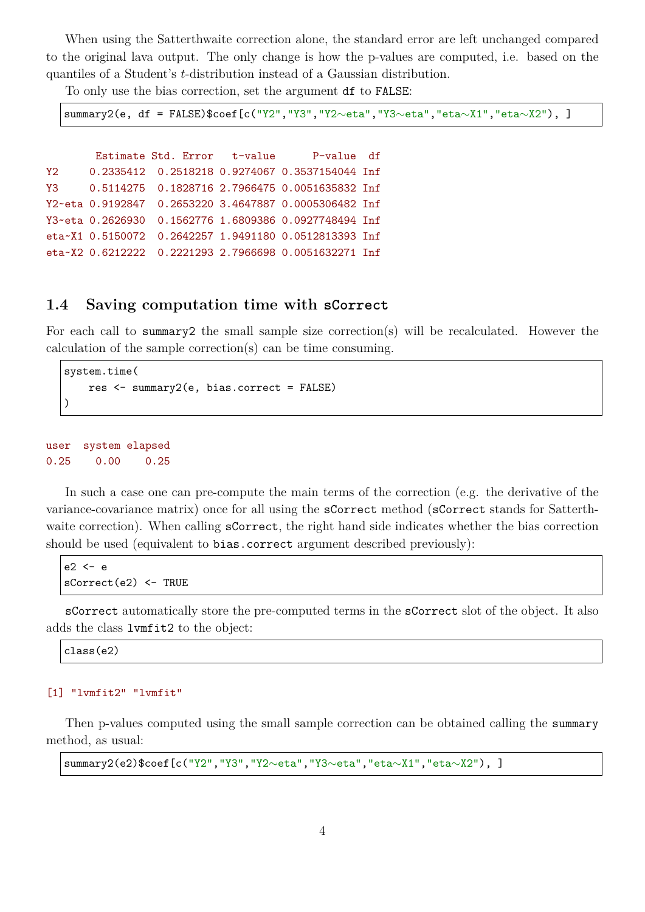When using the Satterthwaite correction alone, the standard error are left unchanged compared to the original lava output. The only change is how the p-values are computed, i.e. based on the quantiles of a Student's *t*-distribution instead of a Gaussian distribution.

To only use the bias correction, set the argument `df` to `FALSE`:

```
summary2(e, df = FALSE)$coef[c("Y2","Y3","Y2~eta","Y3~eta","eta~X1","eta~X2"), ]
```

```
        Estimate Std. Error   t-value      P-value  df
Y2     0.2335412  0.2518218 0.9274067 0.3537154044 Inf
Y3     0.5114275  0.1828716 2.7966475 0.0051635832 Inf
Y2~eta 0.9192847  0.2653220 3.4647887 0.0005306482 Inf
Y3~eta 0.2626930  0.1562776 1.6809386 0.0927748494 Inf
eta~X1 0.5150072  0.2642257 1.9491180 0.0512813393 Inf
eta~X2 0.6212222  0.2221293 2.7966698 0.0051632271 Inf
```

## 1.4 Saving computation time with `sCorrect`

For each call to `summary2` the small sample size correction(s) will be recalculated. However the calculation of the sample correction(s) can be time consuming.

```
system.time(
    res <- summary2(e, bias.correct = FALSE)
)
```

```
user  system elapsed
0.25    0.00    0.25
```

In such a case one can pre-compute the main terms of the correction (e.g. the derivative of the variance-covariance matrix) once for all using the `sCorrect` method (`sCorrect` stands for Satterthwaite correction). When calling `sCorrect`, the right hand side indicates whether the bias correction should be used (equivalent to `bias.correct` argument described previously):

```
e2 <- e
sCorrect(e2) <- TRUE
```

`sCorrect` automatically store the pre-computed terms in the `sCorrect` slot of the object. It also adds the class `lvmfit2` to the object:

```
class(e2)
```

```
[1] "lvmfit2" "lvmfit"
```

Then p-values computed using the small sample correction can be obtained calling the `summary` method, as usual:

```
summary2(e2)$coef[c("Y2","Y3","Y2~eta","Y3~eta","eta~X1","eta~X2"), ]
```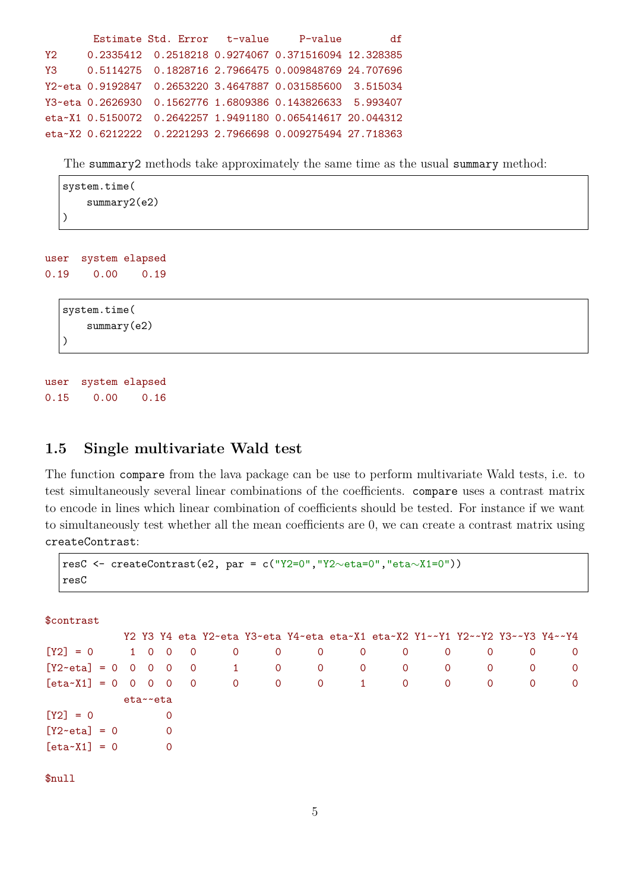```
        Estimate Std. Error   t-value     P-value        df
Y2     0.2335412  0.2518218 0.9274067 0.371516094 12.328385
Y3     0.5114275  0.1828716 2.7966475 0.009848769 24.707696
Y2~eta 0.9192847  0.2653220 3.4647887 0.031585600  3.515034
Y3~eta 0.2626930  0.1562776 1.6809386 0.143826633  5.993407
eta~X1 0.5150072  0.2642257 1.9491180 0.065414617 20.044312
eta~X2 0.6212222  0.2221293 2.7966698 0.009275494 27.718363
```

The summary2 methods take approximately the same time as the usual summary method:

```
system.time(
    summary2(e2)
)
```

```
user  system elapsed
0.19    0.00    0.19
```

```
system.time(
    summary(e2)
)
```

```
user  system elapsed
0.15    0.00    0.16
```

### 1.5 Single multivariate Wald test

The function compare from the lava package can be use to perform multivariate Wald tests, i.e. to test simultaneously several linear combinations of the coefficients. compare uses a contrast matrix to encode in lines which linear combination of coefficients should be tested. For instance if we want to simultaneously test whether all the mean coefficients are 0, we can create a contrast matrix using createContrast:

```
resC <- createContrast(e2, par = c("Y2=0","Y2~eta=0","eta~X1=0"))
resC
```

```
$contrast
             Y2 Y3 Y4 eta Y2~eta Y3~eta Y4~eta eta~X1 eta~X2 Y1~~Y1 Y2~~Y2 Y3~~Y3 Y4~~Y4
[Y2] = 0      1  0  0   0      0      0      0      0      0      0      0      0      0
[Y2~eta] = 0  0  0  0   0      1      0      0      0      0      0      0      0      0
[eta~X1] = 0  0  0  0   0      0      0      0      1      0      0      0      0      0
             eta~~eta
[Y2] = 0            0
[Y2~eta] = 0        0
[eta~X1] = 0        0

$null
```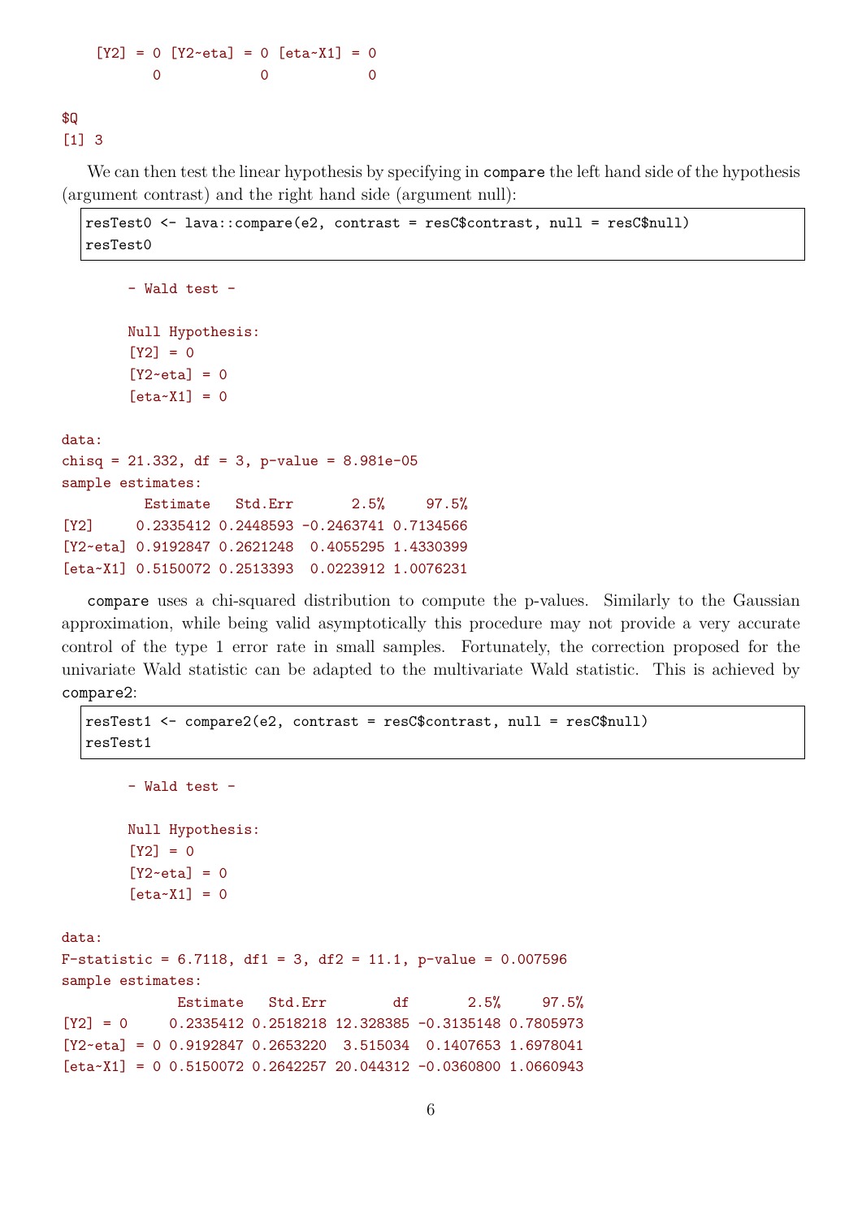```
    [Y2] = 0 [Y2~eta] = 0 [eta~X1] = 0
           0            0            0

$Q
[1] 3
```

We can then test the linear hypothesis by specifying in `compare` the left hand side of the hypothesis (argument contrast) and the right hand side (argument null):

```
resTest0 <- lava::compare(e2, contrast = resC$contrast, null = resC$null)
resTest0
```

```

        - Wald test -

        Null Hypothesis:
        [Y2] = 0
        [Y2~eta] = 0
        [eta~X1] = 0

data:
chisq = 21.332, df = 3, p-value = 8.981e-05
sample estimates:
          Estimate   Std.Err       2.5%     97.5%
[Y2]     0.2335412 0.2448593 -0.2463741 0.7134566
[Y2~eta] 0.9192847 0.2621248  0.4055295 1.4330399
[eta~X1] 0.5150072 0.2513393  0.0223912 1.0076231
```

`compare` uses a chi-squared distribution to compute the p-values. Similarly to the Gaussian approximation, while being valid asymptotically this procedure may not provide a very accurate control of the type 1 error rate in small samples. Fortunately, the correction proposed for the univariate Wald statistic can be adapted to the multivariate Wald statistic. This is achieved by `compare2`:

```
resTest1 <- compare2(e2, contrast = resC$contrast, null = resC$null)
resTest1
```

```

        - Wald test -

        Null Hypothesis:
        [Y2] = 0
        [Y2~eta] = 0
        [eta~X1] = 0

data:
F-statistic = 6.7118, df1 = 3, df2 = 11.1, p-value = 0.007596
sample estimates:
              Estimate   Std.Err        df       2.5%     97.5%
[Y2] = 0     0.2335412 0.2518218 12.328385 -0.3135148 0.7805973
[Y2~eta] = 0 0.9192847 0.2653220  3.515034  0.1407653 1.6978041
[eta~X1] = 0 0.5150072 0.2642257 20.044312 -0.0360800 1.0660943
```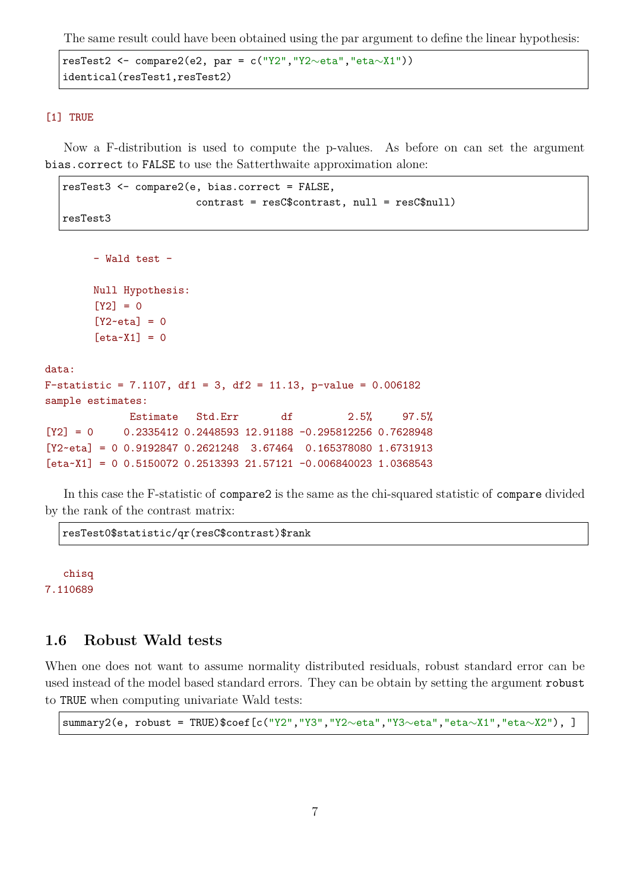The same result could have been obtained using the par argument to define the linear hypothesis:

```
resTest2 <- compare2(e2, par = c("Y2","Y2~eta","eta~X1"))
identical(resTest1,resTest2)
```

```
[1] TRUE
```

Now a F-distribution is used to compute the p-values. As before on can set the argument `bias.correct` to `FALSE` to use the Satterthwaite approximation alone:

```
resTest3 <- compare2(e, bias.correct = FALSE,
                     contrast = resC$contrast, null = resC$null)
resTest3
```

```
	- Wald test -

	Null Hypothesis:
	[Y2] = 0
	[Y2~eta] = 0
	[eta~X1] = 0

data:  
F-statistic = 7.1107, df1 = 3, df2 = 11.13, p-value = 0.006182
sample estimates:
              Estimate   Std.Err       df         2.5%     97.5%
[Y2] = 0     0.2335412 0.2448593 12.91188 -0.295812256 0.7628948
[Y2~eta] = 0 0.9192847 0.2621248  3.67464  0.165378080 1.6731913
[eta~X1] = 0 0.5150072 0.2513393 21.57121 -0.006840023 1.0368543
```

In this case the F-statistic of `compare2` is the same as the chi-squared statistic of `compare` divided by the rank of the contrast matrix:

```
resTest0$statistic/qr(resC$contrast)$rank
```

```
   chisq 
7.110689
```

## 1.6 Robust Wald tests

When one does not want to assume normality distributed residuals, robust standard error can be used instead of the model based standard errors. They can be obtain by setting the argument `robust` to `TRUE` when computing univariate Wald tests:

```
summary2(e, robust = TRUE)$coef[c("Y2","Y3","Y2~eta","Y3~eta","eta~X1","eta~X2"), ]
```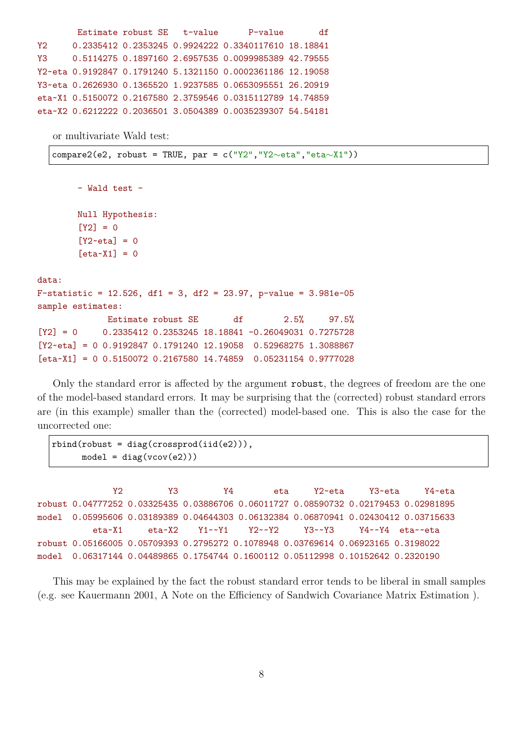```
       Estimate robust SE   t-value      P-value       df
Y2     0.2335412 0.2353245 0.9924222 0.3340117610 18.18841
Y3     0.5114275 0.1897160 2.6957535 0.0099985389 42.79555
Y2~eta 0.9192847 0.1791240 5.1321150 0.0002361186 12.19058
Y3~eta 0.2626930 0.1365520 1.9237585 0.0653095551 26.20919
eta~X1 0.5150072 0.2167580 2.3759546 0.0315112789 14.74859
eta~X2 0.6212222 0.2036501 3.0504389 0.0035239307 54.54181
```

or multivariate Wald test:

```
compare2(e2, robust = TRUE, par = c("Y2","Y2~eta","eta~X1"))
```

```
       - Wald test -

       Null Hypothesis:
       [Y2] = 0
       [Y2~eta] = 0
       [eta~X1] = 0

data:
F-statistic = 12.526, df1 = 3, df2 = 23.97, p-value = 3.981e-05
sample estimates:
             Estimate robust SE       df        2.5%     97.5%
[Y2] = 0     0.2335412 0.2353245 18.18841 -0.26049031 0.7275728
[Y2~eta] = 0 0.9192847 0.1791240 12.19058  0.52968275 1.3088867
[eta~X1] = 0 0.5150072 0.2167580 14.74859  0.05231154 0.9777028
```

Only the standard error is affected by the argument `robust`, the degrees of freedom are the one of the model-based standard errors. It may be surprising that the (corrected) robust standard errors are (in this example) smaller than the (corrected) model-based one. This is also the case for the uncorrected one:

```
rbind(robust = diag(crossprod(iid(e2))),
      model = diag(vcov(e2)))
```

```
               Y2         Y3         Y4        eta     Y2~eta     Y3~eta     Y4~eta
robust 0.04777252 0.03325435 0.03886706 0.06011727 0.08590732 0.02179453 0.02981895
model  0.05995606 0.03189389 0.04644303 0.06132384 0.06870941 0.02430412 0.03715633
           eta~X1     eta~X2    Y1~~Y1    Y2~~Y2     Y3~~Y3     Y4~~Y4  eta~~eta
robust 0.05166005 0.05709393 0.2795272 0.1078948 0.03769614 0.06923165 0.3198022
model  0.06317144 0.04489865 0.1754744 0.1600112 0.05112998 0.10152642 0.2320190
```

This may be explained by the fact the robust standard error tends to be liberal in small samples (e.g. see Kauermann 2001, A Note on the Efficiency of Sandwich Covariance Matrix Estimation ).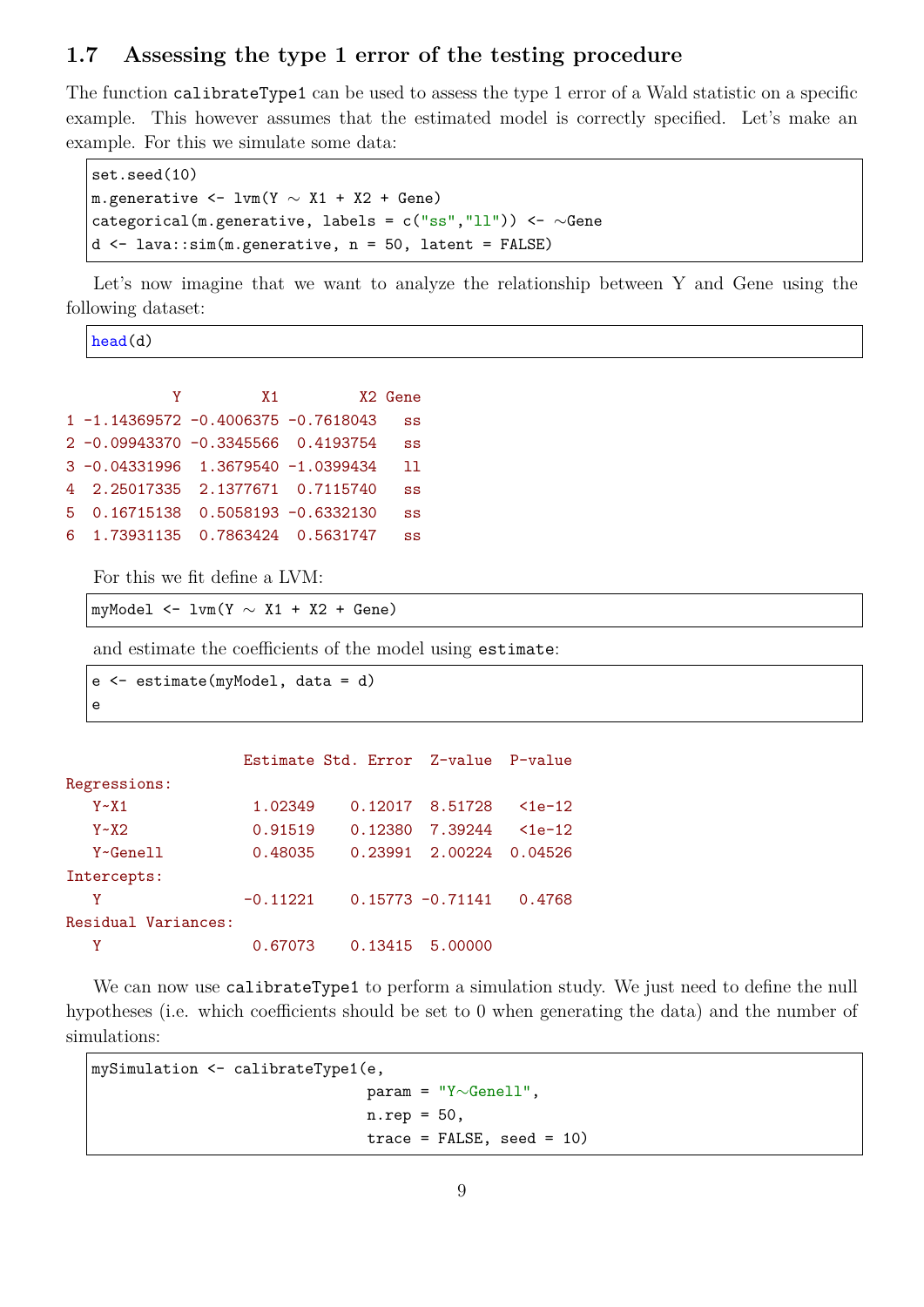### 1.7 Assessing the type 1 error of the testing procedure

The function `calibrateType1` can be used to assess the type 1 error of a Wald statistic on a specific example. This however assumes that the estimated model is correctly specified. Let's make an example. For this we simulate some data:

```
set.seed(10)
m.generative <- lvm(Y ~ X1 + X2 + Gene)
categorical(m.generative, labels = c("ss","ll")) <- ~Gene
d <- lava::sim(m.generative, n = 50, latent = FALSE)
```

Let's now imagine that we want to analyze the relationship between Y and Gene using the following dataset:

```
head(d)
```

```
            Y         X1         X2 Gene
1 -1.14369572 -0.4006375 -0.7618043   ss
2 -0.09943370 -0.3345566  0.4193754   ss
3 -0.04331996  1.3679540 -1.0399434   ll
4  2.25017335  2.1377671  0.7115740   ss
5  0.16715138  0.5058193 -0.6332130   ss
6  1.73931135  0.7863424  0.5631747   ss
```

For this we fit define a LVM:

```
myModel <- lvm(Y ~ X1 + X2 + Gene)
```

and estimate the coefficients of the model using `estimate`:

```
e <- estimate(myModel, data = d)
e
```

```
                  Estimate Std. Error  Z-value  P-value
Regressions:
   Y~X1            1.02349    0.12017  8.51728   <1e-12
   Y~X2            0.91519    0.12380  7.39244   <1e-12
   Y~Genell        0.48035    0.23991  2.00224  0.04526
Intercepts:
   Y              -0.11221    0.15773 -0.71141   0.4768
Residual Variances:
   Y               0.67073    0.13415  5.00000
```

We can now use `calibrateType1` to perform a simulation study. We just need to define the null hypotheses (i.e. which coefficients should be set to 0 when generating the data) and the number of simulations:

```
mySimulation <- calibrateType1(e,
                               param = "Y~Genell",
                               n.rep = 50,
                               trace = FALSE, seed = 10)
```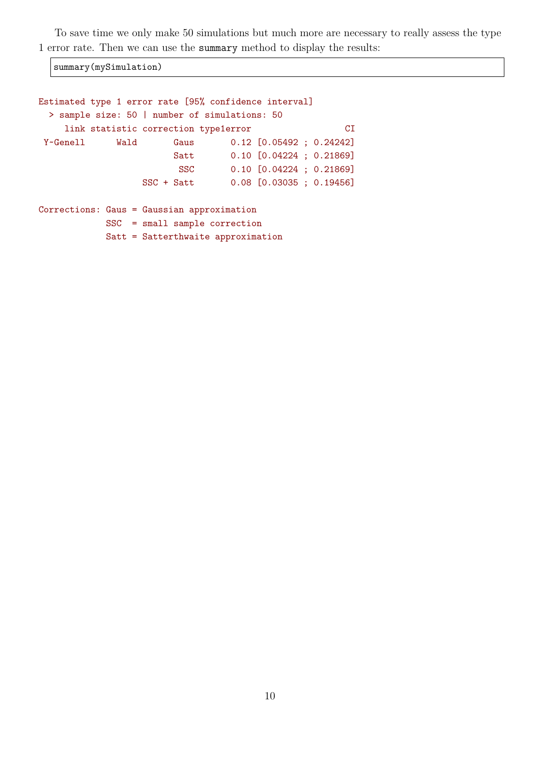To save time we only make 50 simulations but much more are necessary to really assess the type 1 error rate. Then we can use the `summary` method to display the results:

```
summary(mySimulation)
```

```
Estimated type 1 error rate [95% confidence interval]
  > sample size: 50 | number of simulations: 50
     link statistic correction type1error                  CI
 Y~Genell      Wald       Gaus       0.12 [0.05492 ; 0.24242]
                          Satt       0.10 [0.04224 ; 0.21869]
                           SSC       0.10 [0.04224 ; 0.21869]
                    SSC + Satt       0.08 [0.03035 ; 0.19456]

Corrections: Gaus = Gaussian approximation
             SSC  = small sample correction
             Satt = Satterthwaite approximation
```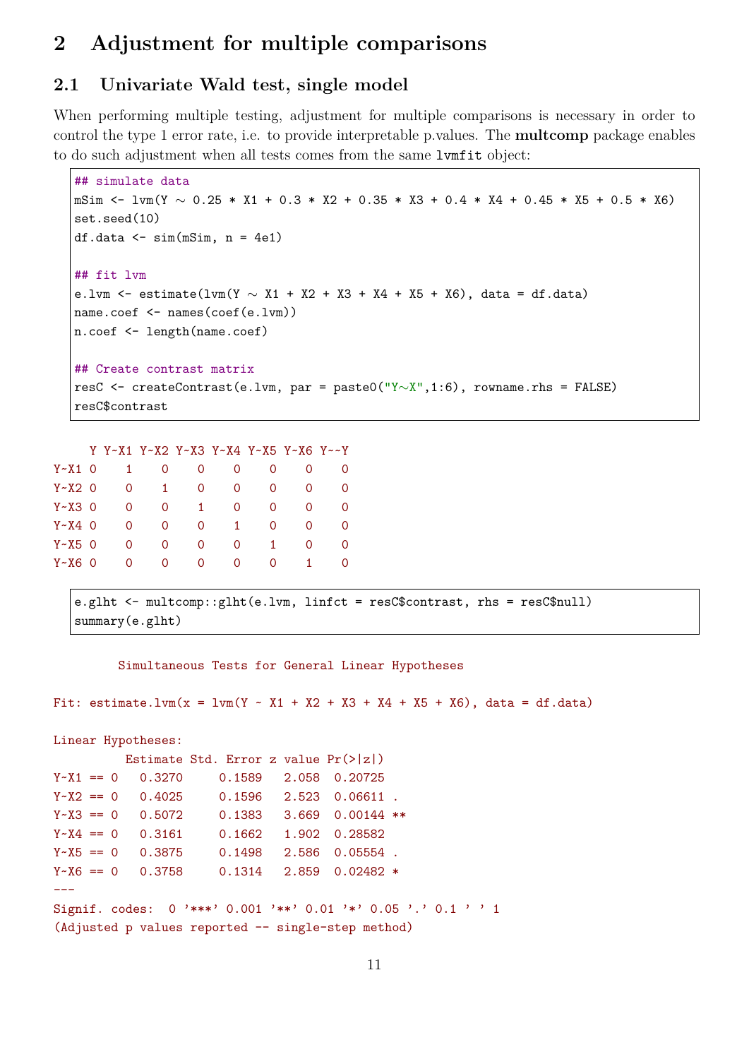# 2 Adjustment for multiple comparisons

## 2.1 Univariate Wald test, single model

When performing multiple testing, adjustment for multiple comparisons is necessary in order to control the type 1 error rate, i.e. to provide interpretable p.values. The **multcomp** package enables to do such adjustment when all tests comes from the same `lvmfit` object:

```
## simulate data
mSim <- lvm(Y ~ 0.25 * X1 + 0.3 * X2 + 0.35 * X3 + 0.4 * X4 + 0.45 * X5 + 0.5 * X6)
set.seed(10)
df.data <- sim(mSim, n = 4e1)

## fit lvm
e.lvm <- estimate(lvm(Y ~ X1 + X2 + X3 + X4 + X5 + X6), data = df.data)
name.coef <- names(coef(e.lvm))
n.coef <- length(name.coef)

## Create contrast matrix
resC <- createContrast(e.lvm, par = paste0("Y~X",1:6), rowname.rhs = FALSE)
resC$contrast
```

```
     Y Y~X1 Y~X2 Y~X3 Y~X4 Y~X5 Y~X6 Y~~Y
Y~X1 0    1    0    0    0    0    0    0
Y~X2 0    0    1    0    0    0    0    0
Y~X3 0    0    0    1    0    0    0    0
Y~X4 0    0    0    0    1    0    0    0
Y~X5 0    0    0    0    0    1    0    0
Y~X6 0    0    0    0    0    0    1    0
```

```
e.glht <- multcomp::glht(e.lvm, linfct = resC$contrast, rhs = resC$null)
summary(e.glht)
```

```
	 Simultaneous Tests for General Linear Hypotheses

Fit: estimate.lvm(x = lvm(Y ~ X1 + X2 + X3 + X4 + X5 + X6), data = df.data)

Linear Hypotheses:
          Estimate Std. Error z value Pr(>|z|)   
Y~X1 == 0   0.3270     0.1589   2.058  0.20725   
Y~X2 == 0   0.4025     0.1596   2.523  0.06611 . 
Y~X3 == 0   0.5072     0.1383   3.669  0.00144 **
Y~X4 == 0   0.3161     0.1662   1.902  0.28582   
Y~X5 == 0   0.3875     0.1498   2.586  0.05554 . 
Y~X6 == 0   0.3758     0.1314   2.859  0.02482 * 
---
Signif. codes:  0 '***' 0.001 '**' 0.01 '*' 0.05 '.' 0.1 ' ' 1
(Adjusted p values reported -- single-step method)
```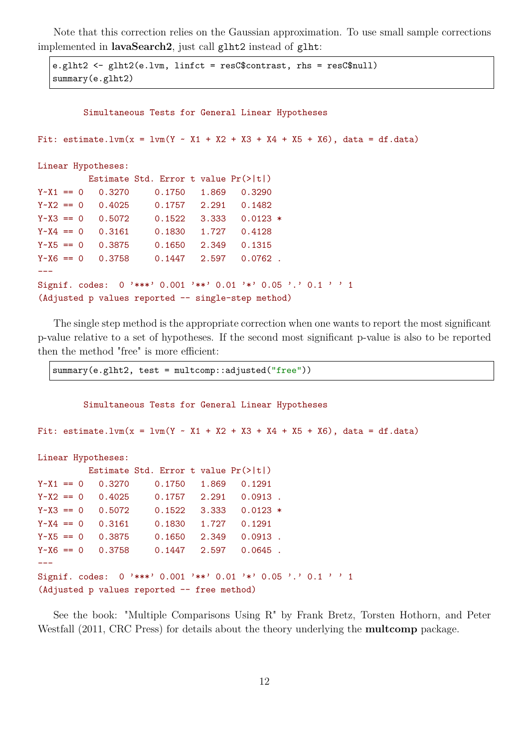Note that this correction relies on the Gaussian approximation. To use small sample corrections implemented in **lavaSearch2**, just call `glht2` instead of `glht`:

```
e.glht2 <- glht2(e.lvm, linfct = resC$contrast, rhs = resC$null)
summary(e.glht2)
```

```
	 Simultaneous Tests for General Linear Hypotheses

Fit: estimate.lvm(x = lvm(Y ~ X1 + X2 + X3 + X4 + X5 + X6), data = df.data)

Linear Hypotheses:
          Estimate Std. Error t value Pr(>|t|)  
Y~X1 == 0   0.3270     0.1750   1.869   0.3290  
Y~X2 == 0   0.4025     0.1757   2.291   0.1482  
Y~X3 == 0   0.5072     0.1522   3.333   0.0123 *
Y~X4 == 0   0.3161     0.1830   1.727   0.4128  
Y~X5 == 0   0.3875     0.1650   2.349   0.1315  
Y~X6 == 0   0.3758     0.1447   2.597   0.0762 .
---
Signif. codes:  0 '***' 0.001 '**' 0.01 '*' 0.05 '.' 0.1 ' ' 1
(Adjusted p values reported -- single-step method)
```

The single step method is the appropriate correction when one wants to report the most significant p-value relative to a set of hypotheses. If the second most significant p-value is also to be reported then the method "free" is more efficient:

```
summary(e.glht2, test = multcomp::adjusted("free"))
```

```
	 Simultaneous Tests for General Linear Hypotheses

Fit: estimate.lvm(x = lvm(Y ~ X1 + X2 + X3 + X4 + X5 + X6), data = df.data)

Linear Hypotheses:
          Estimate Std. Error t value Pr(>|t|)  
Y~X1 == 0   0.3270     0.1750   1.869   0.1291  
Y~X2 == 0   0.4025     0.1757   2.291   0.0913 .
Y~X3 == 0   0.5072     0.1522   3.333   0.0123 *
Y~X4 == 0   0.3161     0.1830   1.727   0.1291  
Y~X5 == 0   0.3875     0.1650   2.349   0.0913 .
Y~X6 == 0   0.3758     0.1447   2.597   0.0645 .
---
Signif. codes:  0 '***' 0.001 '**' 0.01 '*' 0.05 '.' 0.1 ' ' 1
(Adjusted p values reported -- free method)
```

See the book: "Multiple Comparisons Using R" by Frank Bretz, Torsten Hothorn, and Peter Westfall (2011, CRC Press) for details about the theory underlying the **multcomp** package.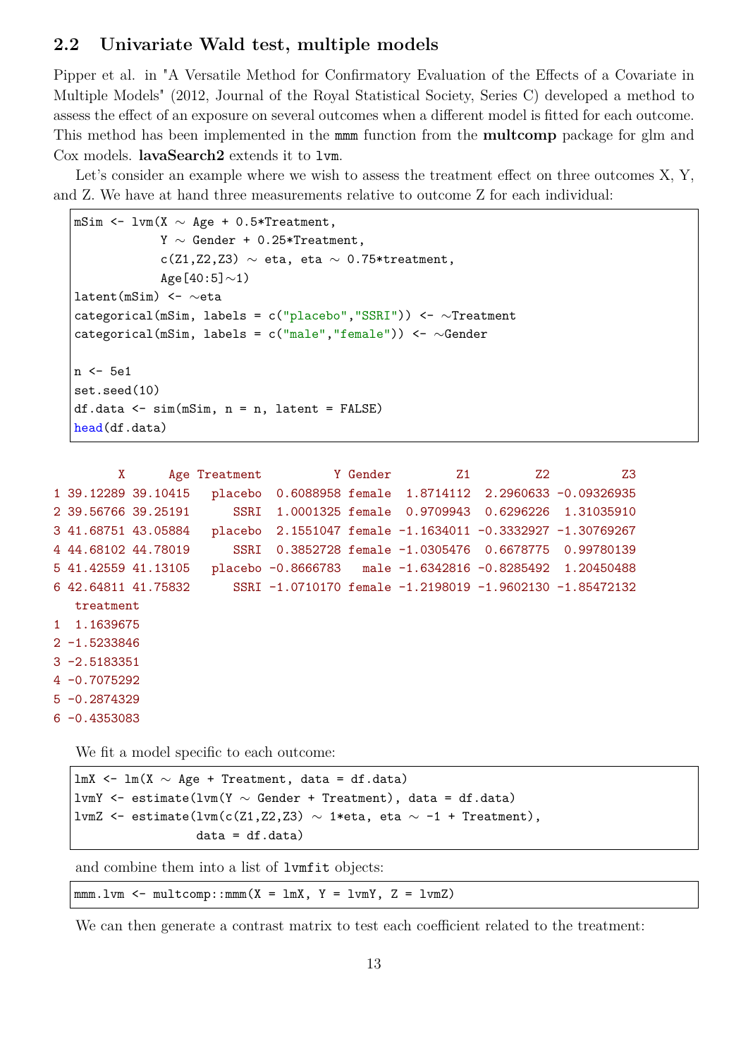## 2.2 Univariate Wald test, multiple models

Pipper et al. in "A Versatile Method for Confirmatory Evaluation of the Effects of a Covariate in Multiple Models" (2012, Journal of the Royal Statistical Society, Series C) developed a method to assess the effect of an exposure on several outcomes when a different model is fitted for each outcome. This method has been implemented in the `mmm` function from the **multcomp** package for glm and Cox models. **lavaSearch2** extends it to `lvm`.

Let's consider an example where we wish to assess the treatment effect on three outcomes X, Y, and Z. We have at hand three measurements relative to outcome Z for each individual:

```
mSim <- lvm(X ~ Age + 0.5*Treatment,
            Y ~ Gender + 0.25*Treatment,
            c(Z1,Z2,Z3) ~ eta, eta ~ 0.75*treatment,
            Age[40:5]~1)
latent(mSim) <- ~eta
categorical(mSim, labels = c("placebo","SSRI")) <- ~Treatment
categorical(mSim, labels = c("male","female")) <- ~Gender

n <- 5e1
set.seed(10)
df.data <- sim(mSim, n = n, latent = FALSE)
head(df.data)
```

```
         X      Age Treatment          Y Gender         Z1         Z2          Z3
1 39.12289 39.10415   placebo  0.6088958 female  1.8714112  2.2960633 -0.09326935
2 39.56766 39.25191      SSRI  1.0001325 female  0.9709943  0.6296226  1.31035910
3 41.68751 43.05884   placebo  2.1551047 female -1.1634011 -0.3332927 -1.30769267
4 44.68102 44.78019      SSRI  0.3852728 female -1.0305476  0.6678775  0.99780139
5 41.42559 41.13105   placebo -0.8666783   male -1.6342816 -0.8285492  1.20450488
6 42.64811 41.75832      SSRI -1.0710170 female -1.2198019 -1.9602130 -1.85472132
   treatment
1  1.1639675
2 -1.5233846
3 -2.5183351
4 -0.7075292
5 -0.2874329
6 -0.4353083
```

We fit a model specific to each outcome:

```
lmX <- lm(X ~ Age + Treatment, data = df.data)
lvmY <- estimate(lvm(Y ~ Gender + Treatment), data = df.data)
lvmZ <- estimate(lvm(c(Z1,Z2,Z3) ~ 1*eta, eta ~ -1 + Treatment),
                 data = df.data)
```

and combine them into a list of `lvmfit` objects:

```
mmm.lvm <- multcomp::mmm(X = lmX, Y = lvmY, Z = lvmZ)
```

We can then generate a contrast matrix to test each coefficient related to the treatment: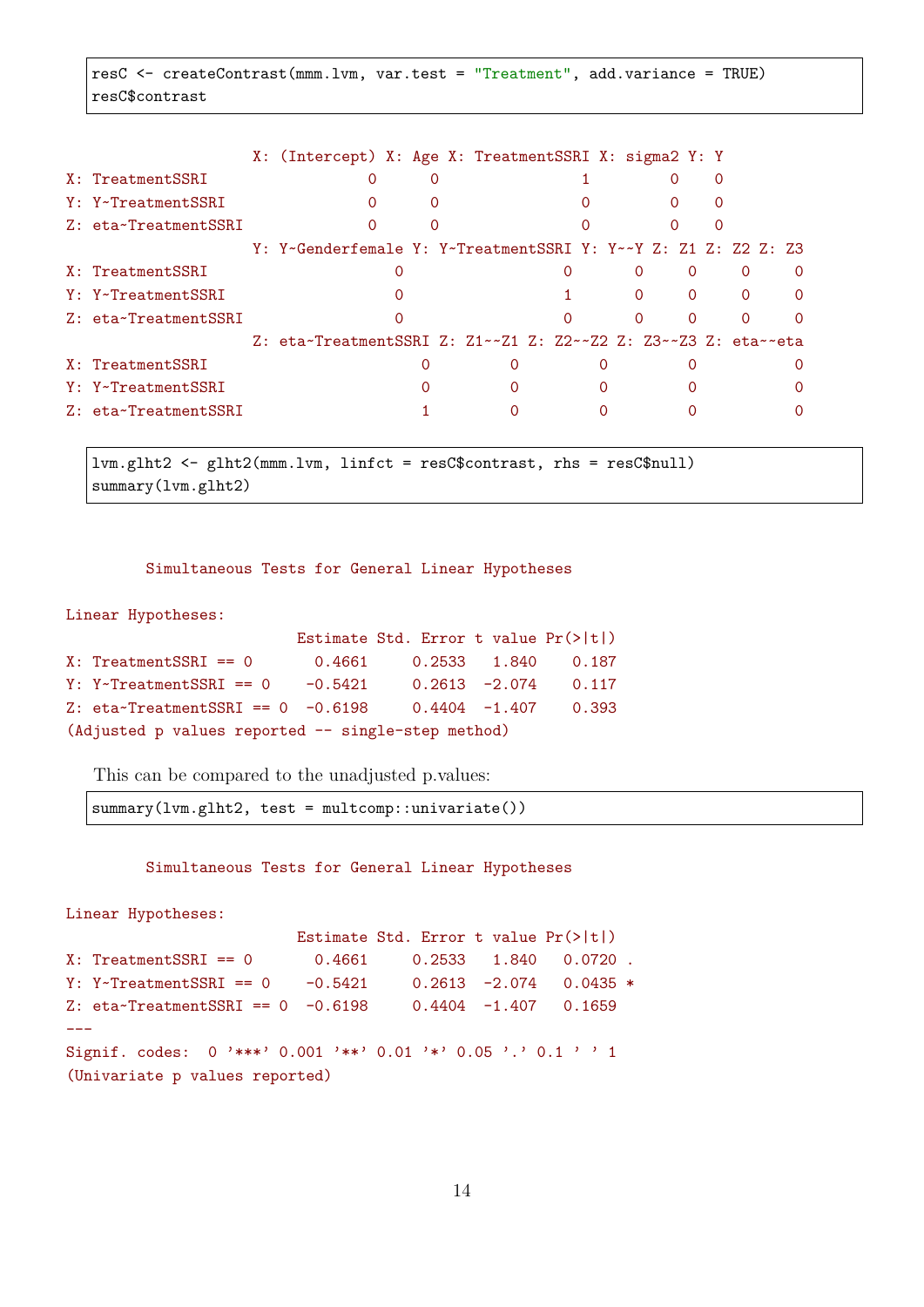```
resC <- createContrast(mmm.lvm, var.test = "Treatment", add.variance = TRUE)
resC$contrast
```

```
                    X: (Intercept) X: Age X: TreatmentSSRI X: sigma2 Y: Y
X: TreatmentSSRI                 0      0                1         0    0
Y: Y~TreatmentSSRI               0      0                0         0    0
Z: eta~TreatmentSSRI             0      0                0         0    0
                    Y: Y~Genderfemale Y: Y~TreatmentSSRI Y: Y~~Y Z: Z1 Z: Z2 Z: Z3
X: TreatmentSSRI                    0                  0       0     0     0     0
Y: Y~TreatmentSSRI                  0                  1       0     0     0     0
Z: eta~TreatmentSSRI                0                  0       0     0     0     0
                    Z: eta~TreatmentSSRI Z: Z1~~Z1 Z: Z2~~Z2 Z: Z3~~Z3 Z: eta~~eta
X: TreatmentSSRI                       0         0         0         0           0
Y: Y~TreatmentSSRI                     0         0         0         0           0
Z: eta~TreatmentSSRI                   1         0         0         0           0
```

```
lvm.glht2 <- glht2(mmm.lvm, linfct = resC$contrast, rhs = resC$null)
summary(lvm.glht2)
```

```
	 Simultaneous Tests for General Linear Hypotheses

Linear Hypotheses:
                          Estimate Std. Error t value Pr(>|t|)
X: TreatmentSSRI == 0       0.4661     0.2533   1.840    0.187
Y: Y~TreatmentSSRI == 0    -0.5421     0.2613  -2.074    0.117
Z: eta~TreatmentSSRI == 0  -0.6198     0.4404  -1.407    0.393
(Adjusted p values reported -- single-step method)
```

This can be compared to the unadjusted p.values:

```
summary(lvm.glht2, test = multcomp::univariate())
```

```
	 Simultaneous Tests for General Linear Hypotheses

Linear Hypotheses:
                          Estimate Std. Error t value Pr(>|t|)
X: TreatmentSSRI == 0       0.4661     0.2533   1.840   0.0720 .
Y: Y~TreatmentSSRI == 0    -0.5421     0.2613  -2.074   0.0435 *
Z: eta~TreatmentSSRI == 0  -0.6198     0.4404  -1.407   0.1659
---
Signif. codes:  0 '***' 0.001 '**' 0.01 '*' 0.05 '.' 0.1 ' ' 1
(Univariate p values reported)
```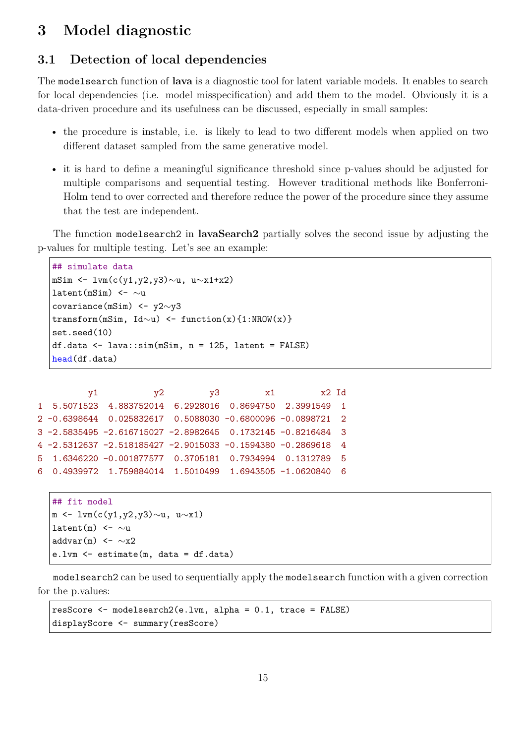# 3 Model diagnostic

## 3.1 Detection of local dependencies

The `modelsearch` function of **lava** is a diagnostic tool for latent variable models. It enables to search for local dependencies (i.e. model misspecification) and add them to the model. Obviously it is a data-driven procedure and its usefulness can be discussed, especially in small samples:

- the procedure is instable, i.e. is likely to lead to two different models when applied on two different dataset sampled from the same generative model.
- it is hard to define a meaningful significance threshold since p-values should be adjusted for multiple comparisons and sequential testing. However traditional methods like Bonferroni-Holm tend to over corrected and therefore reduce the power of the procedure since they assume that the test are independent.

The function `modelsearch2` in **lavaSearch2** partially solves the second issue by adjusting the p-values for multiple testing. Let's see an example:

```
## simulate data
mSim <- lvm(c(y1,y2,y3)~u, u~x1+x2)
latent(mSim) <- ~u
covariance(mSim) <- y2~y3
transform(mSim, Id~u) <- function(x){1:NROW(x)}
set.seed(10)
df.data <- lava::sim(mSim, n = 125, latent = FALSE)
head(df.data)
```

```
          y1           y2         y3         x1         x2 Id
1  5.5071523  4.883752014  6.2928016  0.8694750  2.3991549  1
2 -0.6398644  0.025832617  0.5088030 -0.6800096 -0.0898721  2
3 -2.5835495 -2.616715027 -2.8982645  0.1732145 -0.8216484  3
4 -2.5312637 -2.518185427 -2.9015033 -0.1594380 -0.2869618  4
5  1.6346220 -0.001877577  0.3705181  0.7934994  0.1312789  5
6  0.4939972  1.759884014  1.5010499  1.6943505 -1.0620840  6
```

```
## fit model
m <- lvm(c(y1,y2,y3)~u, u~x1)
latent(m) <- ~u
addvar(m) <- ~x2
e.lvm <- estimate(m, data = df.data)
```

`modelsearch2` can be used to sequentially apply the `modelsearch` function with a given correction for the p.values:

```
resScore <- modelsearch2(e.lvm, alpha = 0.1, trace = FALSE)
displayScore <- summary(resScore)
```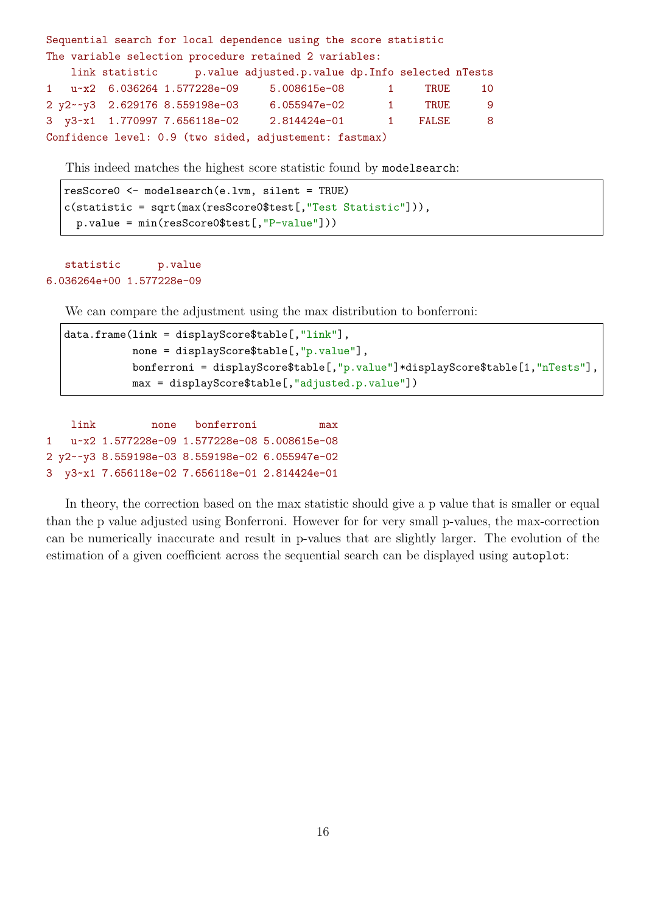```
Sequential search for local dependence using the score statistic
The variable selection procedure retained 2 variables:
    link statistic      p.value adjusted.p.value dp.Info selected nTests
1   u~x2  6.036264 1.577228e-09     5.008615e-08       1     TRUE     10
2 y2~~y3  2.629176 8.559198e-03     6.055947e-02       1     TRUE      9
3  y3~x1  1.770997 7.656118e-02     2.814424e-01       1    FALSE      8
Confidence level: 0.9 (two sided, adjustement: fastmax)
```

This indeed matches the highest score statistic found by `modelsearch`:

```
resScore0 <- modelsearch(e.lvm, silent = TRUE)
c(statistic = sqrt(max(resScore0$test[,"Test Statistic"])),
  p.value = min(resScore0$test[,"P-value"]))
```

```
   statistic      p.value
6.036264e+00 1.577228e-09
```

We can compare the adjustment using the max distribution to bonferroni:

```
data.frame(link = displayScore$table[,"link"],
           none = displayScore$table[,"p.value"],
           bonferroni = displayScore$table[,"p.value"]*displayScore$table[1,"nTests"],
           max = displayScore$table[,"adjusted.p.value"])
```

```
    link         none   bonferroni          max
1   u~x2 1.577228e-09 1.577228e-08 5.008615e-08
2 y2~~y3 8.559198e-03 8.559198e-02 6.055947e-02
3  y3~x1 7.656118e-02 7.656118e-01 2.814424e-01
```

In theory, the correction based on the max statistic should give a p value that is smaller or equal than the p value adjusted using Bonferroni. However for for very small p-values, the max-correction can be numerically inaccurate and result in p-values that are slightly larger. The evolution of the estimation of a given coefficient across the sequential search can be displayed using `autoplot`: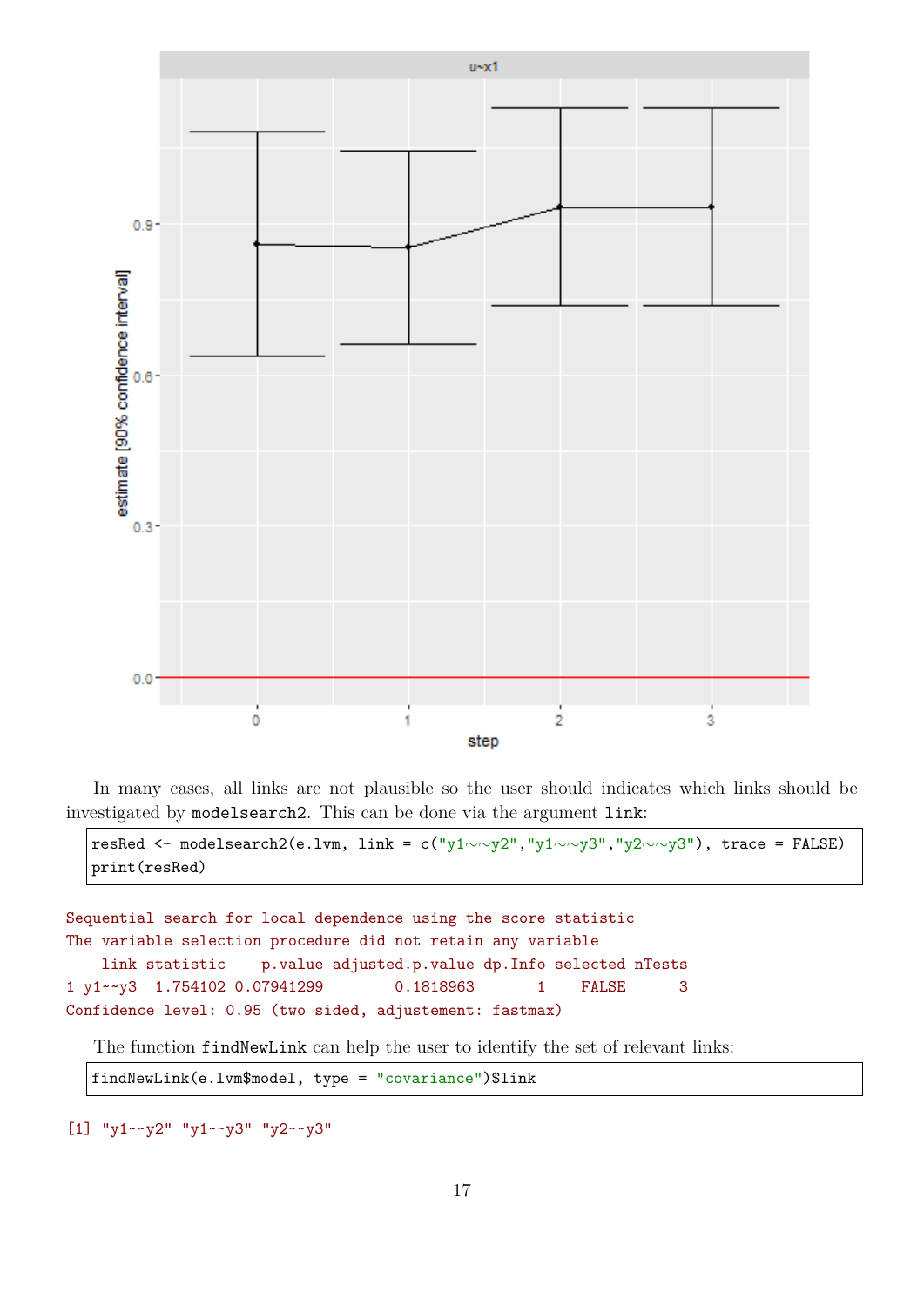In many cases, all links are not plausible so the user should indicates which links should be investigated by `modelsearch2`. This can be done via the argument `link`:

```
resRed <- modelsearch2(e.lvm, link = c("y1~~y2","y1~~y3","y2~~y3"), trace = FALSE)
print(resRed)
```

```
Sequential search for local dependence using the score statistic
The variable selection procedure did not retain any variable
    link statistic    p.value adjusted.p.value dp.Info selected nTests
1 y1~~y3  1.754102 0.07941299        0.1818963       1    FALSE      3
Confidence level: 0.95 (two sided, adjustement: fastmax)
```

The function `findNewLink` can help the user to identify the set of relevant links:

```
findNewLink(e.lvm$model, type = "covariance")$link
```

```
[1] "y1~~y2" "y1~~y3" "y2~~y3"
```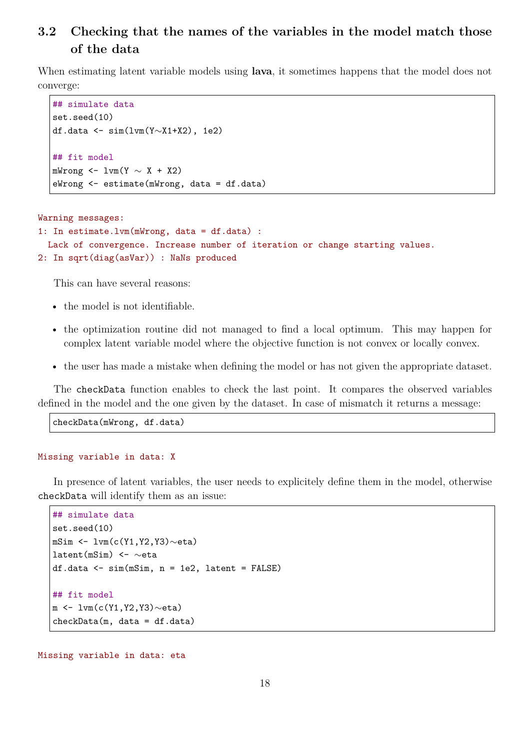### 3.2 Checking that the names of the variables in the model match those of the data

When estimating latent variable models using **lava**, it sometimes happens that the model does not converge:

```
## simulate data
set.seed(10)
df.data <- sim(lvm(Y~X1+X2), 1e2)

## fit model
mWrong <- lvm(Y ~ X + X2)
eWrong <- estimate(mWrong, data = df.data)
```

```
Warning messages:
1: In estimate.lvm(mWrong, data = df.data) :
  Lack of convergence. Increase number of iteration or change starting values.
2: In sqrt(diag(asVar)) : NaNs produced
```

This can have several reasons:

- the model is not identifiable.
- the optimization routine did not managed to find a local optimum. This may happen for complex latent variable model where the objective function is not convex or locally convex.
- the user has made a mistake when defining the model or has not given the appropriate dataset.

The `checkData` function enables to check the last point. It compares the observed variables defined in the model and the one given by the dataset. In case of mismatch it returns a message:

```
checkData(mWrong, df.data)
```

```
Missing variable in data: X
```

In presence of latent variables, the user needs to explicitely define them in the model, otherwise `checkData` will identify them as an issue:

```
## simulate data
set.seed(10)
mSim <- lvm(c(Y1,Y2,Y3)~eta)
latent(mSim) <- ~eta
df.data <- sim(mSim, n = 1e2, latent = FALSE)

## fit model
m <- lvm(c(Y1,Y2,Y3)~eta)
checkData(m, data = df.data)
```

```
Missing variable in data: eta
```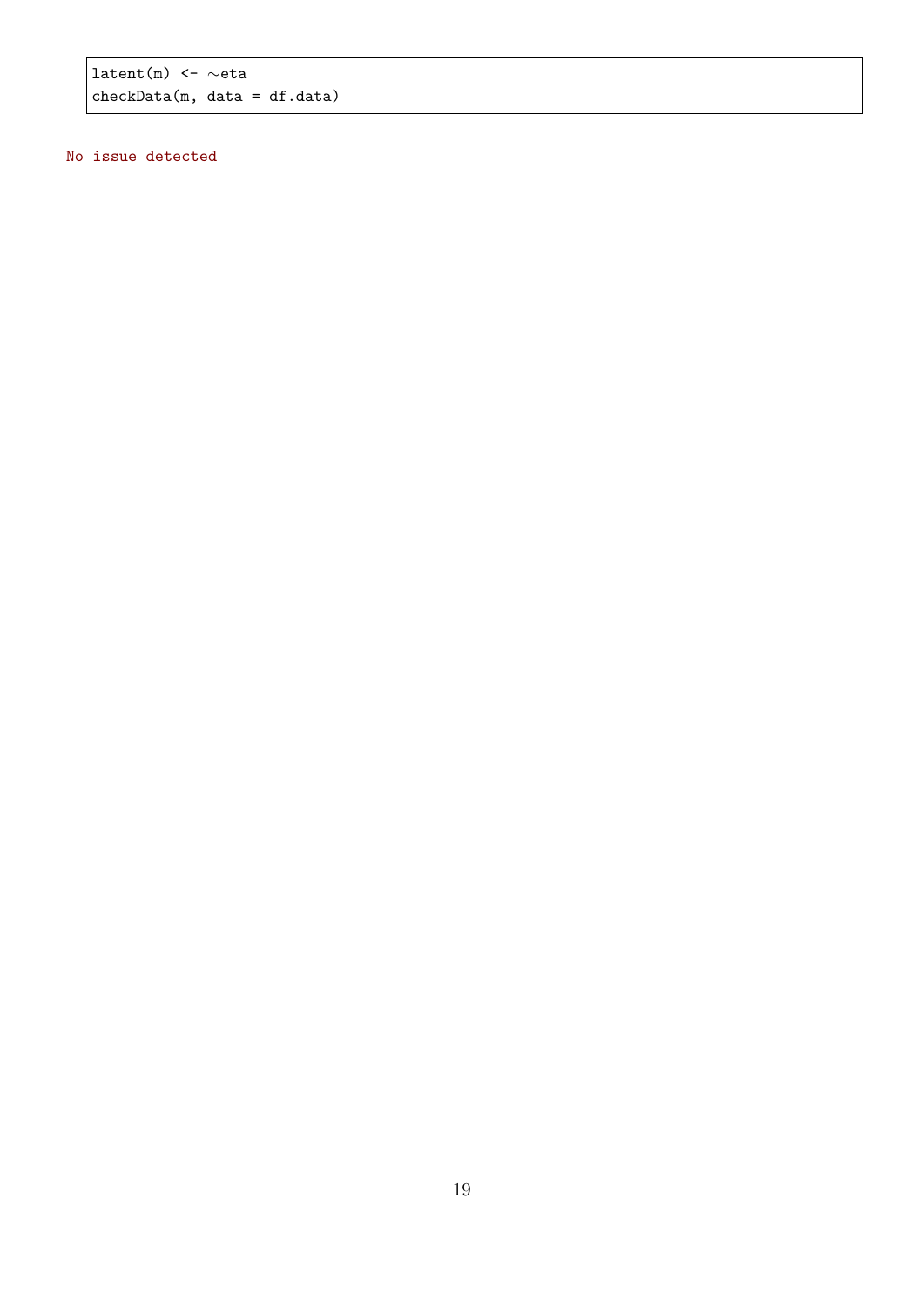```
latent(m) <- ~eta
checkData(m, data = df.data)
```

```
No issue detected
```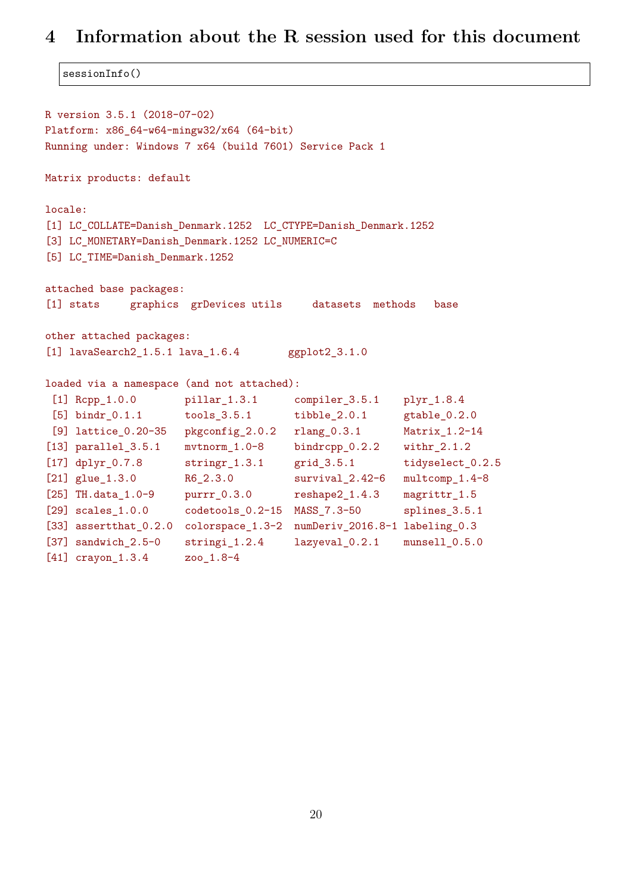# 4 Information about the R session used for this document

```
sessionInfo()
```

```
R version 3.5.1 (2018-07-02)
Platform: x86_64-w64-mingw32/x64 (64-bit)
Running under: Windows 7 x64 (build 7601) Service Pack 1

Matrix products: default

locale:
[1] LC_COLLATE=Danish_Denmark.1252  LC_CTYPE=Danish_Denmark.1252
[3] LC_MONETARY=Danish_Denmark.1252 LC_NUMERIC=C
[5] LC_TIME=Danish_Denmark.1252

attached base packages:
[1] stats     graphics  grDevices utils     datasets  methods   base

other attached packages:
[1] lavaSearch2_1.5.1 lava_1.6.4        ggplot2_3.1.0

loaded via a namespace (and not attached):
 [1] Rcpp_1.0.0        pillar_1.3.1      compiler_3.5.1    plyr_1.8.4
 [5] bindr_0.1.1       tools_3.5.1       tibble_2.0.1      gtable_0.2.0
 [9] lattice_0.20-35   pkgconfig_2.0.2   rlang_0.3.1       Matrix_1.2-14
[13] parallel_3.5.1    mvtnorm_1.0-8     bindrcpp_0.2.2    withr_2.1.2
[17] dplyr_0.7.8       stringr_1.3.1     grid_3.5.1        tidyselect_0.2.5
[21] glue_1.3.0        R6_2.3.0          survival_2.42-6   multcomp_1.4-8
[25] TH.data_1.0-9     purrr_0.3.0       reshape2_1.4.3    magrittr_1.5
[29] scales_1.0.0      codetools_0.2-15  MASS_7.3-50       splines_3.5.1
[33] assertthat_0.2.0  colorspace_1.3-2  numDeriv_2016.8-1 labeling_0.3
[37] sandwich_2.5-0    stringi_1.2.4     lazyeval_0.2.1    munsell_0.5.0
[41] crayon_1.3.4      zoo_1.8-4
```